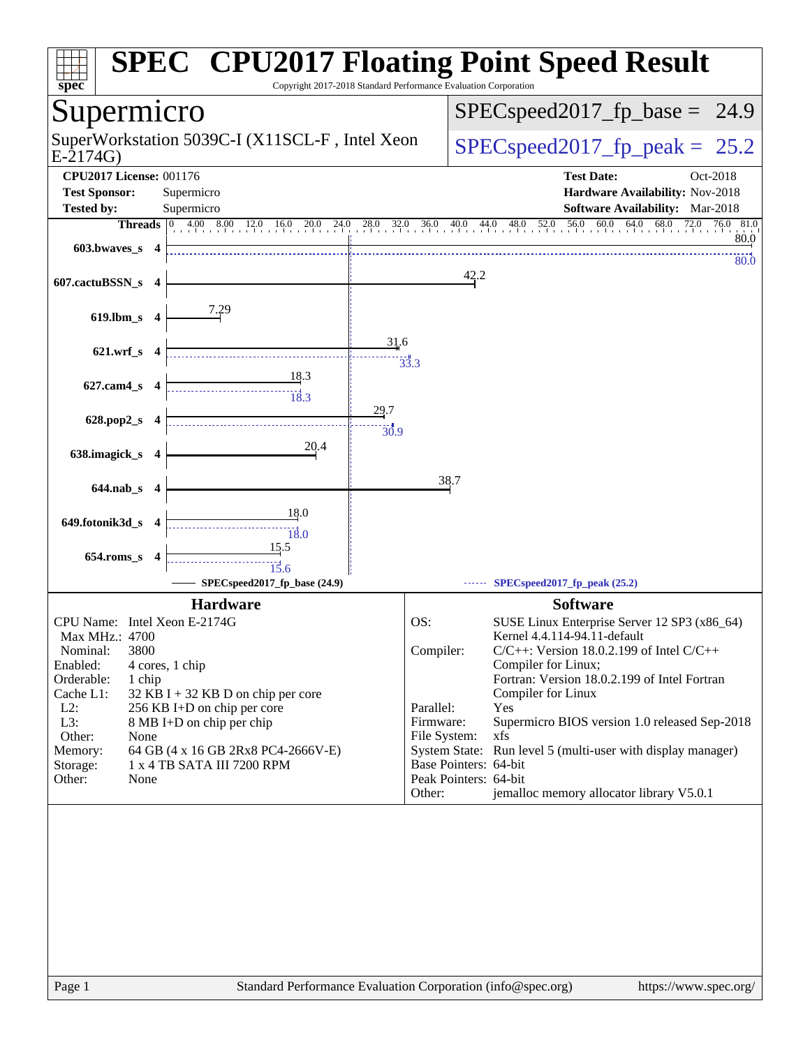# SPEC CPU2017 Floating Point Speed Result

Copyright 2017-2018 Standard Performance Evaluation Corporation

## Supermicro

SuperWorkstation 5039C-I (X11SCL-F , Intel Xeon E-2174G)

SPECspeed2017_fp_base = 24.9

SPECspeed2017_fp_peak = 25.2

**CPU2017 License:** 001176
**Test Sponsor:** Supermicro
**Tested by:** Supermicro

**Test Date:** Oct-2018
**Hardware Availability:** Nov-2018
**Software Availability:** Mar-2018

| Benchmark | Threads | Base | Peak |
|---|---|---|---|
| 603.bwaves_s | 4 | 80.0 | 80.0 |
| 607.cactuBSSN_s | 4 | 42.2 | |
| 619.lbm_s | 4 | 7.29 | |
| 621.wrf_s | 4 | 31.6 | 33.3 |
| 627.cam4_s | 4 | 18.3 | 18.3 |
| 628.pop2_s | 4 | 29.7 | 30.9 |
| 638.imagick_s | 4 | 20.4 | |
| 644.nab_s | 4 | 38.7 | |
| 649.fotonik3d_s | 4 | 18.0 | 18.0 |
| 654.roms_s | 4 | 15.5 | 15.6 |

SPECspeed2017_fp_base (24.9) — SPECspeed2017_fp_peak (25.2)

## Hardware

| | |
|---|---|
| CPU Name: | Intel Xeon E-2174G |
| Max MHz.: | 4700 |
| Nominal: | 3800 |
| Enabled: | 4 cores, 1 chip |
| Orderable: | 1 chip |
| Cache L1: | 32 KB I + 32 KB D on chip per core |
| L2: | 256 KB I+D on chip per core |
| L3: | 8 MB I+D on chip per chip |
| Other: | None |
| Memory: | 64 GB (4 x 16 GB 2Rx8 PC4-2666V-E) |
| Storage: | 1 x 4 TB SATA III 7200 RPM |
| Other: | None |

## Software

| | |
|---|---|
| OS: | SUSE Linux Enterprise Server 12 SP3 (x86_64) Kernel 4.4.114-94.11-default |
| Compiler: | C/C++: Version 18.0.2.199 of Intel C/C++ Compiler for Linux; Fortran: Version 18.0.2.199 of Intel Fortran Compiler for Linux |
| Parallel: | Yes |
| Firmware: | Supermicro BIOS version 1.0 released Sep-2018 |
| File System: | xfs |
| System State: | Run level 5 (multi-user with display manager) |
| Base Pointers: | 64-bit |
| Peak Pointers: | 64-bit |
| Other: | jemalloc memory allocator library V5.0.1 |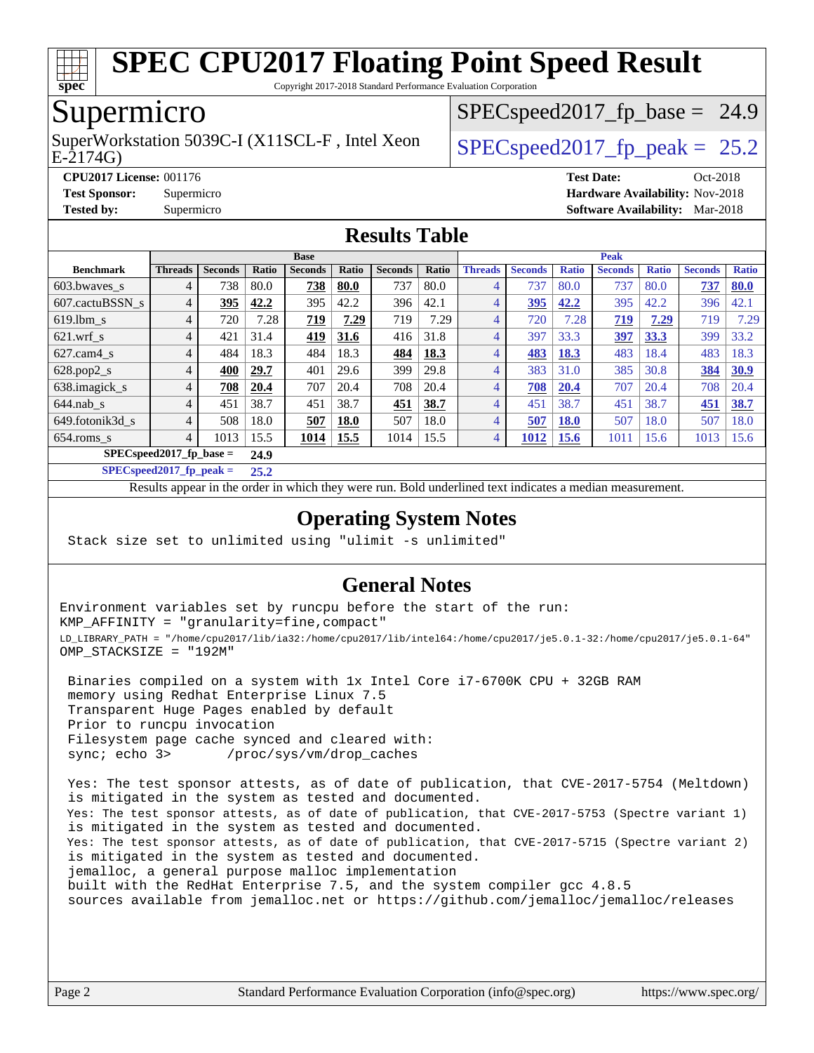# SPEC CPU2017 Floating Point Speed Result

Copyright 2017-2018 Standard Performance Evaluation Corporation

## Supermicro

SuperWorkstation 5039C-I (X11SCL-F , Intel Xeon E-2174G)

SPECspeed2017_fp_base = 24.9

SPECspeed2017_fp_peak = 25.2

**CPU2017 License:** 001176
**Test Sponsor:** Supermicro
**Tested by:** Supermicro

**Test Date:** Oct-2018
**Hardware Availability:** Nov-2018
**Software Availability:** Mar-2018

## Results Table

| | Base | | | | | | | Peak | | | | | | |
|---|---|---|---|---|---|---|---|---|---|---|---|---|---|---|
| **Benchmark** | **Threads** | **Seconds** | **Ratio** | **Seconds** | **Ratio** | **Seconds** | **Ratio** | **Threads** | **Seconds** | **Ratio** | **Seconds** | **Ratio** | **Seconds** | **Ratio** |
| 603.bwaves_s | 4 | 738 | 80.0 | **738** | **80.0** | 737 | 80.0 | 4 | 737 | 80.0 | 737 | 80.0 | **737** | **80.0** |
| 607.cactuBSSN_s | 4 | **395** | **42.2** | 395 | 42.2 | 396 | 42.1 | 4 | **395** | **42.2** | 395 | 42.2 | 396 | 42.1 |
| 619.lbm_s | 4 | 720 | 7.28 | **719** | **7.29** | 719 | 7.29 | 4 | 720 | 7.28 | **719** | **7.29** | 719 | 7.29 |
| 621.wrf_s | 4 | 421 | 31.4 | **419** | **31.6** | 416 | 31.8 | 4 | 397 | 33.3 | **397** | **33.3** | 399 | 33.2 |
| 627.cam4_s | 4 | 484 | 18.3 | 484 | 18.3 | **484** | **18.3** | 4 | **483** | **18.3** | 483 | 18.4 | 483 | 18.3 |
| 628.pop2_s | 4 | **400** | **29.7** | 401 | 29.6 | 399 | 29.8 | 4 | 383 | 31.0 | 385 | 30.8 | **384** | **30.9** |
| 638.imagick_s | 4 | **708** | **20.4** | 707 | 20.4 | 708 | 20.4 | 4 | **708** | **20.4** | 707 | 20.4 | 708 | 20.4 |
| 644.nab_s | 4 | 451 | 38.7 | 451 | 38.7 | **451** | **38.7** | 4 | 451 | 38.7 | 451 | 38.7 | **451** | **38.7** |
| 649.fotonik3d_s | 4 | 508 | 18.0 | **507** | **18.0** | 507 | 18.0 | 4 | **507** | **18.0** | 507 | 18.0 | 507 | 18.0 |
| 654.roms_s | 4 | 1013 | 15.5 | **1014** | **15.5** | 1014 | 15.5 | 4 | **1012** | **15.6** | 1011 | 15.6 | 1013 | 15.6 |

**SPECspeed2017_fp_base = 24.9**

**SPECspeed2017_fp_peak = 25.2**

Results appear in the order in which they were run. Bold underlined text indicates a median measurement.

## Operating System Notes

```
Stack size set to unlimited using "ulimit -s unlimited"
```

## General Notes

```
Environment variables set by runcpu before the start of the run:
KMP_AFFINITY = "granularity=fine,compact"
LD_LIBRARY_PATH = "/home/cpu2017/lib/ia32:/home/cpu2017/lib/intel64:/home/cpu2017/je5.0.1-32:/home/cpu2017/je5.0.1-64"
OMP_STACKSIZE = "192M"

 Binaries compiled on a system with 1x Intel Core i7-6700K CPU + 32GB RAM
 memory using Redhat Enterprise Linux 7.5
 Transparent Huge Pages enabled by default
 Prior to runcpu invocation
 Filesystem page cache synced and cleared with:
 sync; echo 3>       /proc/sys/vm/drop_caches

 Yes: The test sponsor attests, as of date of publication, that CVE-2017-5754 (Meltdown)
 is mitigated in the system as tested and documented.
 Yes: The test sponsor attests, as of date of publication, that CVE-2017-5753 (Spectre variant 1)
 is mitigated in the system as tested and documented.
 Yes: The test sponsor attests, as of date of publication, that CVE-2017-5715 (Spectre variant 2)
 is mitigated in the system as tested and documented.
 jemalloc, a general purpose malloc implementation
 built with the RedHat Enterprise 7.5, and the system compiler gcc 4.8.5
 sources available from jemalloc.net or https://github.com/jemalloc/jemalloc/releases
```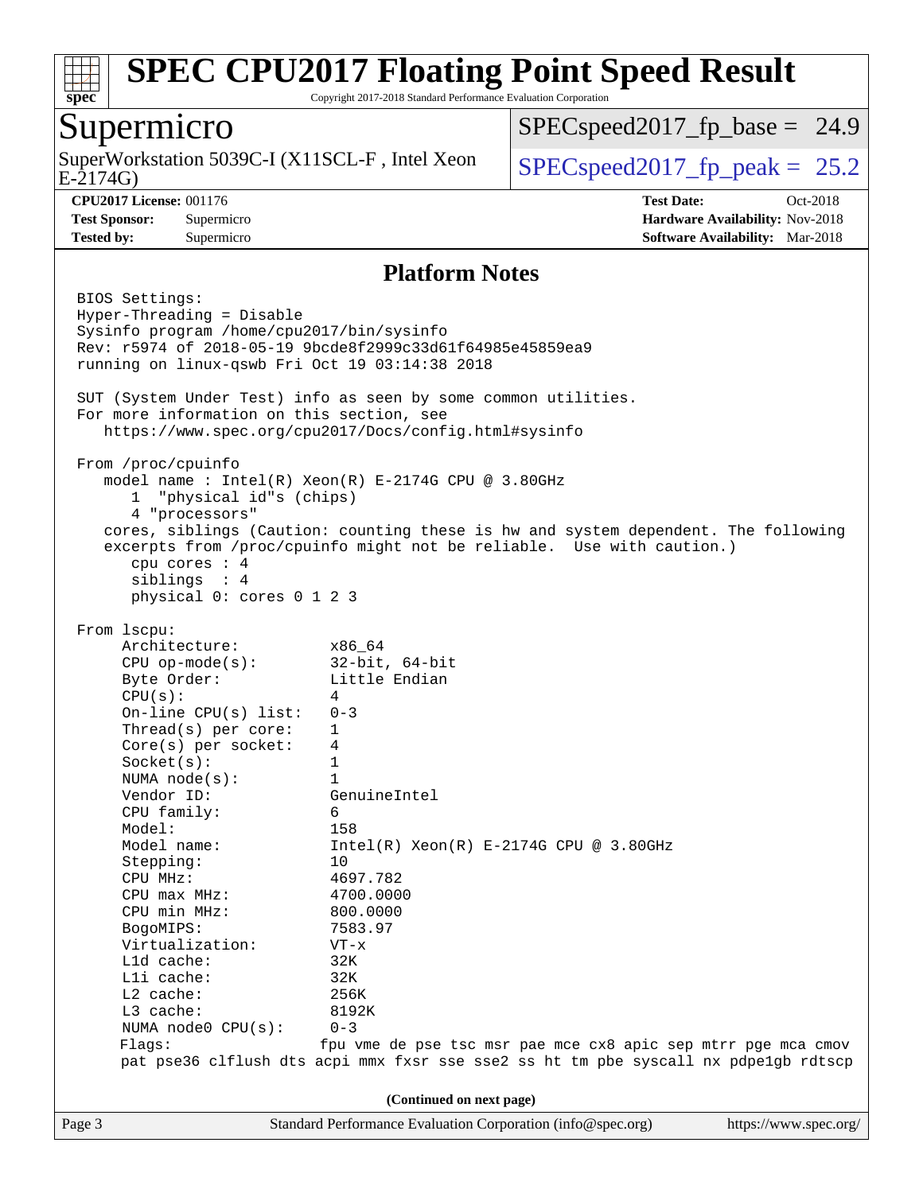## Platform Notes

```
BIOS Settings:
Hyper-Threading = Disable
Sysinfo program /home/cpu2017/bin/sysinfo
Rev: r5974 of 2018-05-19 9bcde8f2999c33d61f64985e45859ea9
running on linux-qswb Fri Oct 19 03:14:38 2018

SUT (System Under Test) info as seen by some common utilities.
For more information on this section, see
   https://www.spec.org/cpu2017/Docs/config.html#sysinfo

From /proc/cpuinfo
   model name : Intel(R) Xeon(R) E-2174G CPU @ 3.80GHz
      1  "physical id"s (chips)
      4 "processors"
   cores, siblings (Caution: counting these is hw and system dependent. The following
   excerpts from /proc/cpuinfo might not be reliable.  Use with caution.)
      cpu cores : 4
      siblings  : 4
      physical 0: cores 0 1 2 3

From lscpu:
     Architecture:          x86_64
     CPU op-mode(s):        32-bit, 64-bit
     Byte Order:            Little Endian
     CPU(s):                4
     On-line CPU(s) list:   0-3
     Thread(s) per core:    1
     Core(s) per socket:    4
     Socket(s):             1
     NUMA node(s):          1
     Vendor ID:             GenuineIntel
     CPU family:            6
     Model:                 158
     Model name:            Intel(R) Xeon(R) E-2174G CPU @ 3.80GHz
     Stepping:              10
     CPU MHz:               4697.782
     CPU max MHz:           4700.0000
     CPU min MHz:           800.0000
     BogoMIPS:              7583.97
     Virtualization:        VT-x
     L1d cache:             32K
     L1i cache:             32K
     L2 cache:              256K
     L3 cache:              8192K
     NUMA node0 CPU(s):     0-3
     Flags:                 fpu vme de pse tsc msr pae mce cx8 apic sep mtrr pge mca cmov
     pat pse36 clflush dts acpi mmx fxsr sse sse2 ss ht tm pbe syscall nx pdpe1gb rdtscp
```

(Continued on next page)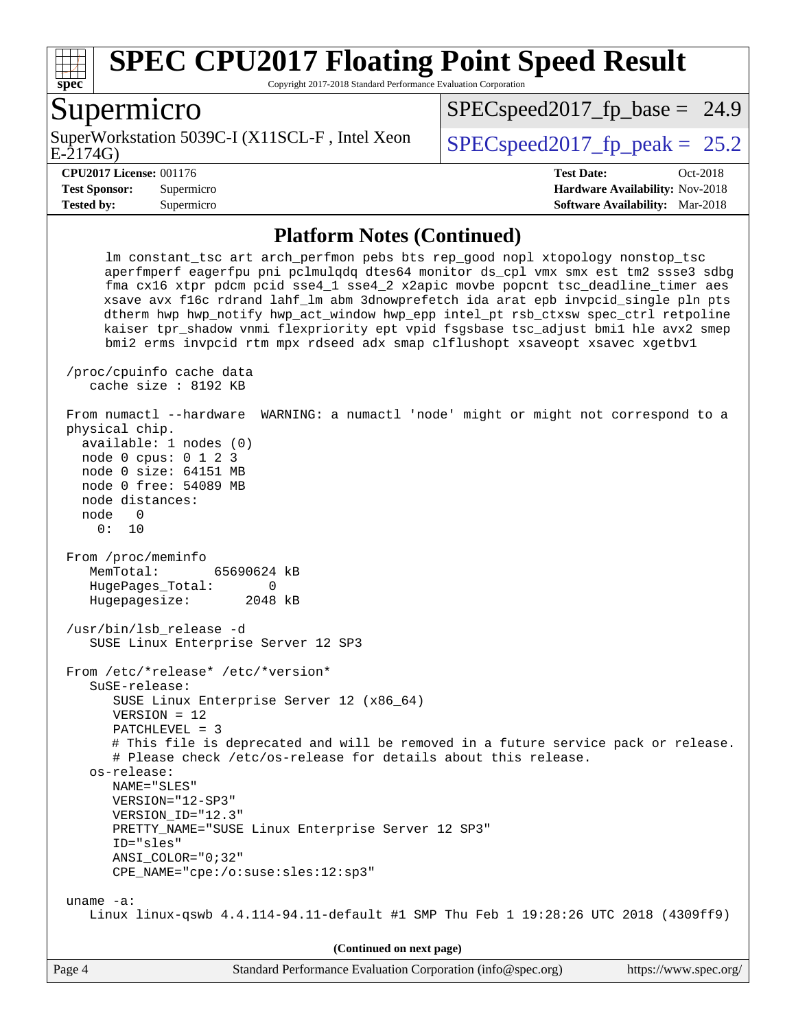## Platform Notes (Continued)

```
     lm constant_tsc art arch_perfmon pebs bts rep_good nopl xtopology nonstop_tsc
     aperfmperf eagerfpu pni pclmulqdq dtes64 monitor ds_cpl vmx smx est tm2 ssse3 sdbg
     fma cx16 xtpr pdcm pcid sse4_1 sse4_2 x2apic movbe popcnt tsc_deadline_timer aes
     xsave avx f16c rdrand lahf_lm abm 3dnowprefetch ida arat epb invpcid_single pln pts
     dtherm hwp hwp_notify hwp_act_window hwp_epp intel_pt rsb_ctxsw spec_ctrl retpoline
     kaiser tpr_shadow vnmi flexpriority ept vpid fsgsbase tsc_adjust bmi1 hle avx2 smep
     bmi2 erms invpcid rtm mpx rdseed adx smap clflushopt xsaveopt xsavec xgetbv1

 /proc/cpuinfo cache data
    cache size : 8192 KB

 From numactl --hardware  WARNING: a numactl 'node' might or might not correspond to a
 physical chip.
   available: 1 nodes (0)
   node 0 cpus: 0 1 2 3
   node 0 size: 64151 MB
   node 0 free: 54089 MB
   node distances:
   node   0
     0:  10

 From /proc/meminfo
    MemTotal:       65690624 kB
    HugePages_Total:       0
    Hugepagesize:       2048 kB

 /usr/bin/lsb_release -d
    SUSE Linux Enterprise Server 12 SP3

 From /etc/*release* /etc/*version*
    SuSE-release:
       SUSE Linux Enterprise Server 12 (x86_64)
       VERSION = 12
       PATCHLEVEL = 3
       # This file is deprecated and will be removed in a future service pack or release.
       # Please check /etc/os-release for details about this release.
    os-release:
       NAME="SLES"
       VERSION="12-SP3"
       VERSION_ID="12.3"
       PRETTY_NAME="SUSE Linux Enterprise Server 12 SP3"
       ID="sles"
       ANSI_COLOR="0;32"
       CPE_NAME="cpe:/o:suse:sles:12:sp3"

 uname -a:
    Linux linux-qswb 4.4.114-94.11-default #1 SMP Thu Feb 1 19:28:26 UTC 2018 (4309ff9)
```

**(Continued on next page)**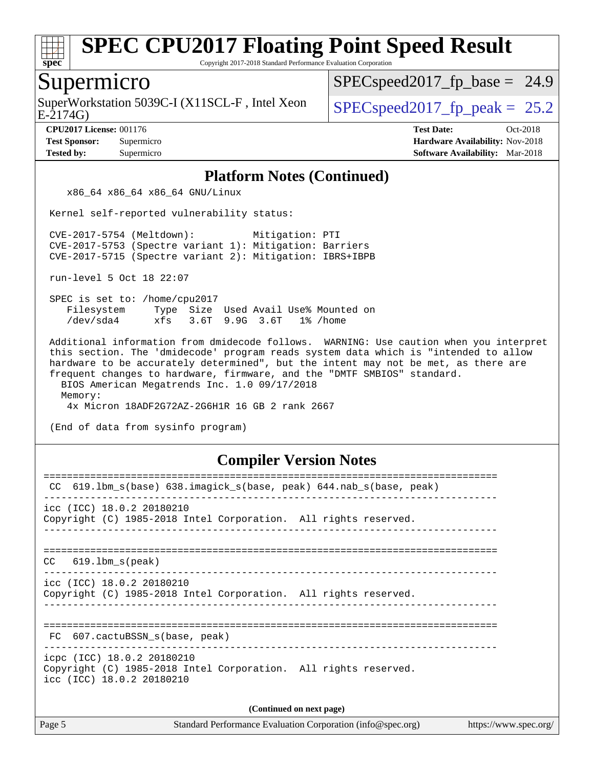# SPEC CPU2017 Floating Point Speed Result

Copyright 2017-2018 Standard Performance Evaluation Corporation

## Supermicro

SuperWorkstation 5039C-I (X11SCL-F , Intel Xeon E-2174G)

SPECspeed2017_fp_base = 24.9

SPECspeed2017_fp_peak = 25.2

**CPU2017 License:** 001176
**Test Sponsor:** Supermicro
**Tested by:** Supermicro

**Test Date:** Oct-2018
**Hardware Availability:** Nov-2018
**Software Availability:** Mar-2018

### Platform Notes (Continued)

```
    x86_64 x86_64 x86_64 GNU/Linux

 Kernel self-reported vulnerability status:

 CVE-2017-5754 (Meltdown):          Mitigation: PTI
 CVE-2017-5753 (Spectre variant 1): Mitigation: Barriers
 CVE-2017-5715 (Spectre variant 2): Mitigation: IBRS+IBPB

 run-level 5 Oct 18 22:07

 SPEC is set to: /home/cpu2017
    Filesystem     Type  Size  Used Avail Use% Mounted on
    /dev/sda4      xfs   3.6T  9.9G  3.6T   1% /home

 Additional information from dmidecode follows.  WARNING: Use caution when you interpret
 this section. The 'dmidecode' program reads system data which is "intended to allow
 hardware to be accurately determined", but the intent may not be met, as there are
 frequent changes to hardware, firmware, and the "DMTF SMBIOS" standard.
   BIOS American Megatrends Inc. 1.0 09/17/2018
   Memory:
    4x Micron 18ADF2G72AZ-2G6H1R 16 GB 2 rank 2667

 (End of data from sysinfo program)
```

### Compiler Version Notes

```
==============================================================================
 CC  619.lbm_s(base) 638.imagick_s(base, peak) 644.nab_s(base, peak)
------------------------------------------------------------------------------
icc (ICC) 18.0.2 20180210
Copyright (C) 1985-2018 Intel Corporation.  All rights reserved.
------------------------------------------------------------------------------

==============================================================================
CC   619.lbm_s(peak)
------------------------------------------------------------------------------
icc (ICC) 18.0.2 20180210
Copyright (C) 1985-2018 Intel Corporation.  All rights reserved.
------------------------------------------------------------------------------

==============================================================================
 FC  607.cactuBSSN_s(base, peak)
------------------------------------------------------------------------------
icpc (ICC) 18.0.2 20180210
Copyright (C) 1985-2018 Intel Corporation.  All rights reserved.
icc (ICC) 18.0.2 20180210
```

**(Continued on next page)**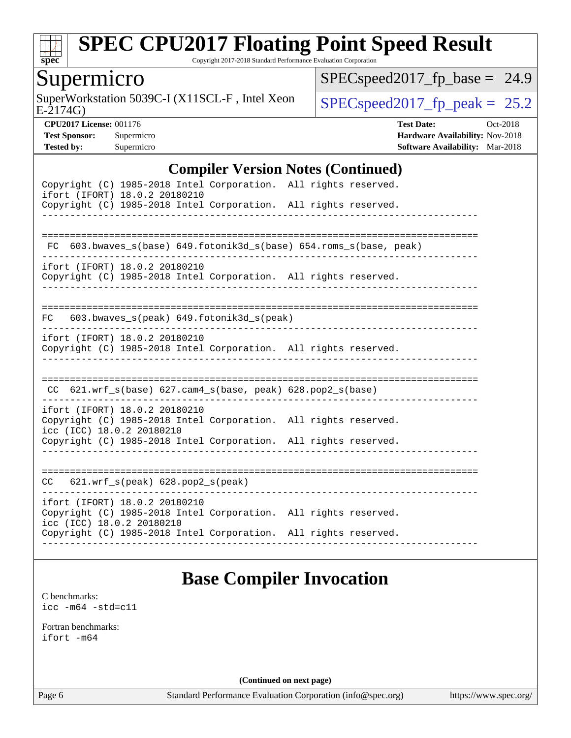## Compiler Version Notes (Continued)

```
Copyright (C) 1985-2018 Intel Corporation.  All rights reserved.
ifort (IFORT) 18.0.2 20180210
Copyright (C) 1985-2018 Intel Corporation.  All rights reserved.
------------------------------------------------------------------------------

==============================================================================
 FC  603.bwaves_s(base) 649.fotonik3d_s(base) 654.roms_s(base, peak)
------------------------------------------------------------------------------
ifort (IFORT) 18.0.2 20180210
Copyright (C) 1985-2018 Intel Corporation.  All rights reserved.
------------------------------------------------------------------------------

==============================================================================
FC   603.bwaves_s(peak) 649.fotonik3d_s(peak)
------------------------------------------------------------------------------
ifort (IFORT) 18.0.2 20180210
Copyright (C) 1985-2018 Intel Corporation.  All rights reserved.
------------------------------------------------------------------------------

==============================================================================
 CC  621.wrf_s(base) 627.cam4_s(base, peak) 628.pop2_s(base)
------------------------------------------------------------------------------
ifort (IFORT) 18.0.2 20180210
Copyright (C) 1985-2018 Intel Corporation.  All rights reserved.
icc (ICC) 18.0.2 20180210
Copyright (C) 1985-2018 Intel Corporation.  All rights reserved.
------------------------------------------------------------------------------

==============================================================================
CC   621.wrf_s(peak) 628.pop2_s(peak)
------------------------------------------------------------------------------
ifort (IFORT) 18.0.2 20180210
Copyright (C) 1985-2018 Intel Corporation.  All rights reserved.
icc (ICC) 18.0.2 20180210
Copyright (C) 1985-2018 Intel Corporation.  All rights reserved.
------------------------------------------------------------------------------
```

## Base Compiler Invocation

C benchmarks:
`icc -m64 -std=c11`

Fortran benchmarks:
`ifort -m64`

(Continued on next page)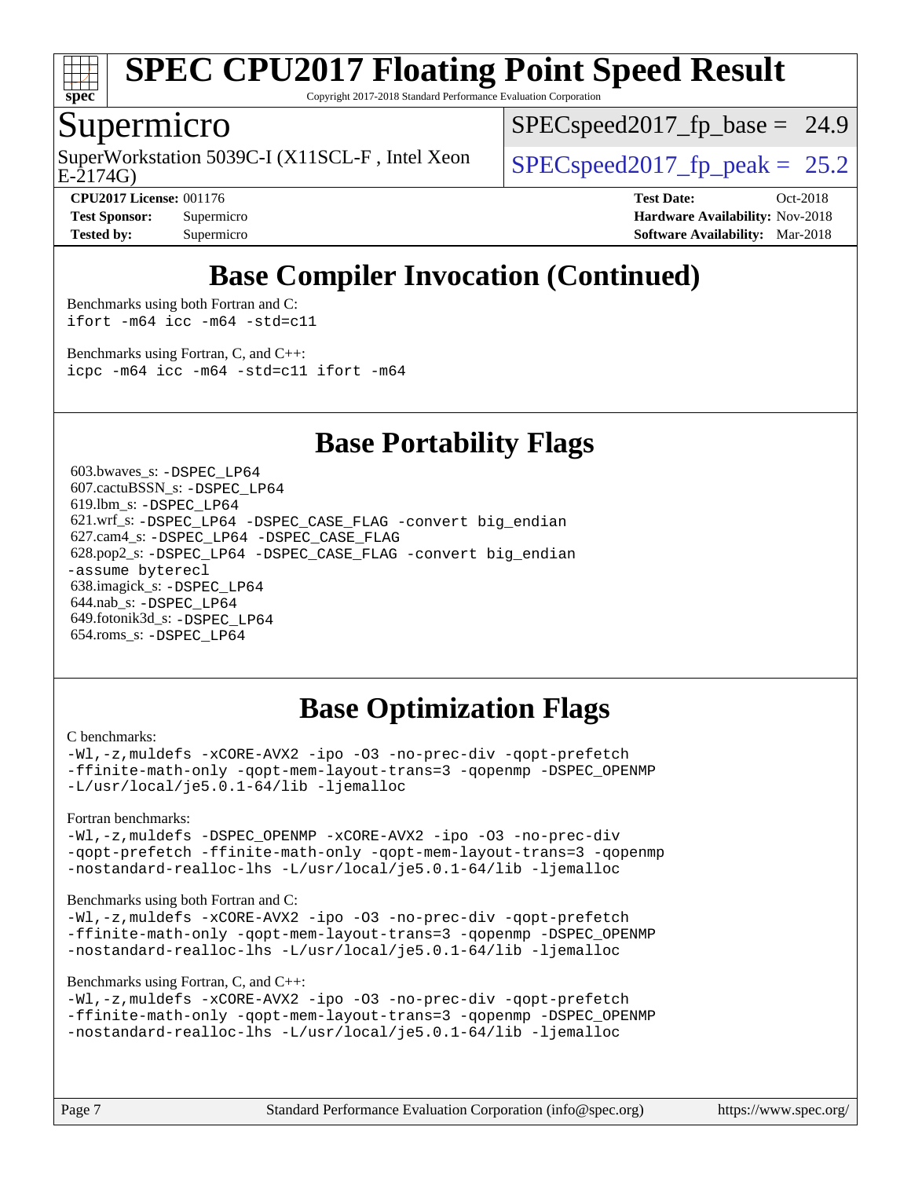# SPEC CPU2017 Floating Point Speed Result

Copyright 2017-2018 Standard Performance Evaluation Corporation

## Supermicro

SuperWorkstation 5039C-I (X11SCL-F , Intel Xeon E-2174G)

SPECspeed2017_fp_base = 24.9

SPECspeed2017_fp_peak = 25.2

**CPU2017 License:** 001176
**Test Sponsor:** Supermicro
**Tested by:** Supermicro

**Test Date:** Oct-2018
**Hardware Availability:** Nov-2018
**Software Availability:** Mar-2018

## Base Compiler Invocation (Continued)

Benchmarks using both Fortran and C:
```
ifort -m64 icc -m64 -std=c11
```

Benchmarks using Fortran, C, and C++:
```
icpc -m64 icc -m64 -std=c11 ifort -m64
```

## Base Portability Flags

603.bwaves_s: `-DSPEC_LP64`
607.cactuBSSN_s: `-DSPEC_LP64`
619.lbm_s: `-DSPEC_LP64`
621.wrf_s: `-DSPEC_LP64 -DSPEC_CASE_FLAG -convert big_endian`
627.cam4_s: `-DSPEC_LP64 -DSPEC_CASE_FLAG`
628.pop2_s: `-DSPEC_LP64 -DSPEC_CASE_FLAG -convert big_endian -assume byterecl`
638.imagick_s: `-DSPEC_LP64`
644.nab_s: `-DSPEC_LP64`
649.fotonik3d_s: `-DSPEC_LP64`
654.roms_s: `-DSPEC_LP64`

## Base Optimization Flags

C benchmarks:
```
-Wl,-z,muldefs -xCORE-AVX2 -ipo -O3 -no-prec-div -qopt-prefetch
-ffinite-math-only -qopt-mem-layout-trans=3 -qopenmp -DSPEC_OPENMP
-L/usr/local/je5.0.1-64/lib -ljemalloc
```

Fortran benchmarks:
```
-Wl,-z,muldefs -DSPEC_OPENMP -xCORE-AVX2 -ipo -O3 -no-prec-div
-qopt-prefetch -ffinite-math-only -qopt-mem-layout-trans=3 -qopenmp
-nostandard-realloc-lhs -L/usr/local/je5.0.1-64/lib -ljemalloc
```

Benchmarks using both Fortran and C:
```
-Wl,-z,muldefs -xCORE-AVX2 -ipo -O3 -no-prec-div -qopt-prefetch
-ffinite-math-only -qopt-mem-layout-trans=3 -qopenmp -DSPEC_OPENMP
-nostandard-realloc-lhs -L/usr/local/je5.0.1-64/lib -ljemalloc
```

Benchmarks using Fortran, C, and C++:
```
-Wl,-z,muldefs -xCORE-AVX2 -ipo -O3 -no-prec-div -qopt-prefetch
-ffinite-math-only -qopt-mem-layout-trans=3 -qopenmp -DSPEC_OPENMP
-nostandard-realloc-lhs -L/usr/local/je5.0.1-64/lib -ljemalloc
```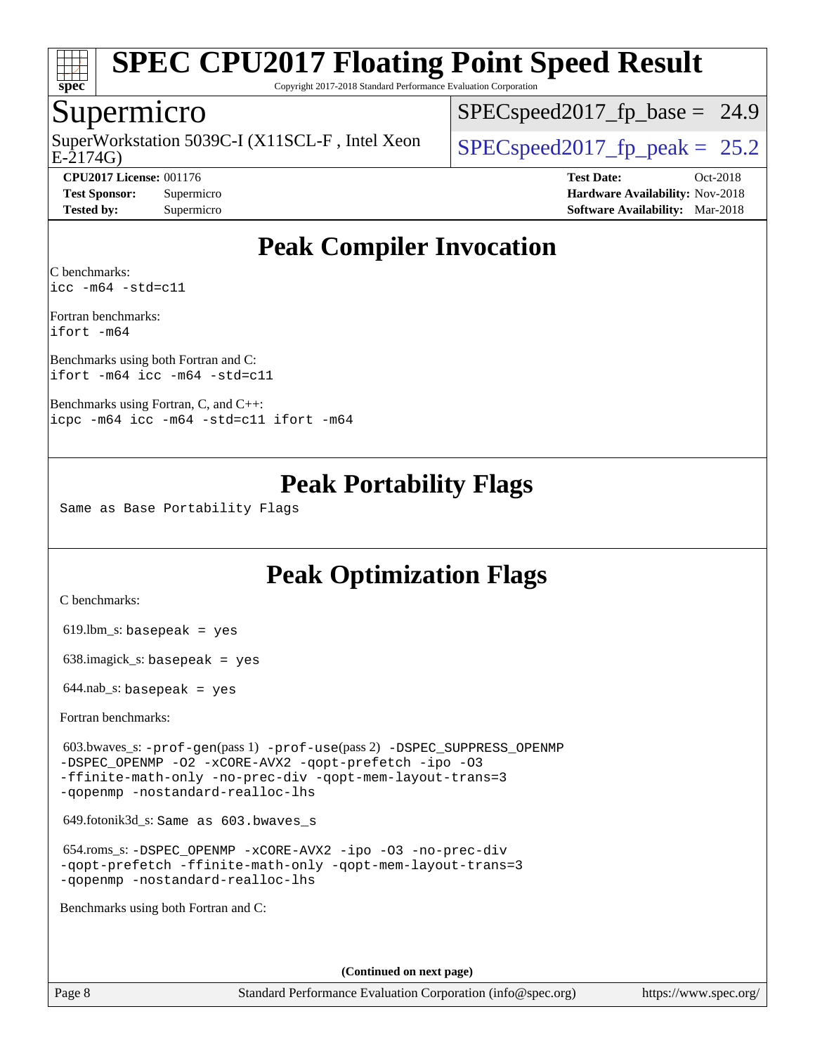# SPEC CPU2017 Floating Point Speed Result

Copyright 2017-2018 Standard Performance Evaluation Corporation

## Supermicro

SuperWorkstation 5039C-I (X11SCL-F , Intel Xeon E-2174G)

SPECspeed2017_fp_base = 24.9

SPECspeed2017_fp_peak = 25.2

**CPU2017 License:** 001176
**Test Sponsor:** Supermicro
**Tested by:** Supermicro

**Test Date:** Oct-2018
**Hardware Availability:** Nov-2018
**Software Availability:** Mar-2018

## Peak Compiler Invocation

C benchmarks:
```
icc -m64 -std=c11
```

Fortran benchmarks:
```
ifort -m64
```

Benchmarks using both Fortran and C:
```
ifort -m64 icc -m64 -std=c11
```

Benchmarks using Fortran, C, and C++:
```
icpc -m64 icc -m64 -std=c11 ifort -m64
```

## Peak Portability Flags

Same as Base Portability Flags

## Peak Optimization Flags

C benchmarks:

619.lbm_s: `basepeak = yes`

638.imagick_s: `basepeak = yes`

644.nab_s: `basepeak = yes`

Fortran benchmarks:

603.bwaves_s: `-prof-gen`(pass 1) `-prof-use`(pass 2) `-DSPEC_SUPPRESS_OPENMP -DSPEC_OPENMP -O2 -xCORE-AVX2 -qopt-prefetch -ipo -O3 -ffinite-math-only -no-prec-div -qopt-mem-layout-trans=3 -qopenmp -nostandard-realloc-lhs`

649.fotonik3d_s: `Same as 603.bwaves_s`

654.roms_s: `-DSPEC_OPENMP -xCORE-AVX2 -ipo -O3 -no-prec-div -qopt-prefetch -ffinite-math-only -qopt-mem-layout-trans=3 -qopenmp -nostandard-realloc-lhs`

Benchmarks using both Fortran and C:

**(Continued on next page)**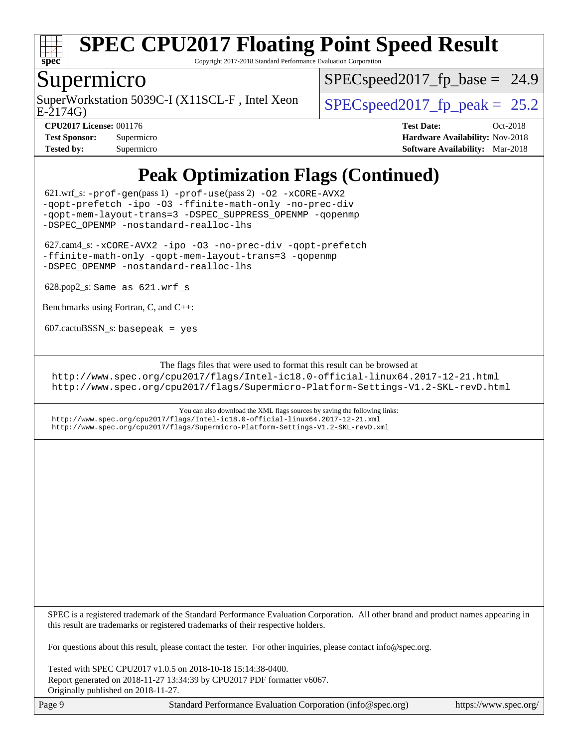# Peak Optimization Flags (Continued)

621.wrf_s: -prof-gen(pass 1) -prof-use(pass 2) -O2 -xCORE-AVX2 -qopt-prefetch -ipo -O3 -ffinite-math-only -no-prec-div -qopt-mem-layout-trans=3 -DSPEC_SUPPRESS_OPENMP -qopenmp -DSPEC_OPENMP -nostandard-realloc-lhs

627.cam4_s: -xCORE-AVX2 -ipo -O3 -no-prec-div -qopt-prefetch -ffinite-math-only -qopt-mem-layout-trans=3 -qopenmp -DSPEC_OPENMP -nostandard-realloc-lhs

628.pop2_s: Same as 621.wrf_s

Benchmarks using Fortran, C, and C++:

607.cactuBSSN_s: basepeak = yes

The flags files that were used to format this result can be browsed at
http://www.spec.org/cpu2017/flags/Intel-ic18.0-official-linux64.2017-12-21.html
http://www.spec.org/cpu2017/flags/Supermicro-Platform-Settings-V1.2-SKL-revD.html

You can also download the XML flags sources by saving the following links:
http://www.spec.org/cpu2017/flags/Intel-ic18.0-official-linux64.2017-12-21.xml
http://www.spec.org/cpu2017/flags/Supermicro-Platform-Settings-V1.2-SKL-revD.xml

SPEC is a registered trademark of the Standard Performance Evaluation Corporation. All other brand and product names appearing in this result are trademarks or registered trademarks of their respective holders.

For questions about this result, please contact the tester. For other inquiries, please contact info@spec.org.

Tested with SPEC CPU2017 v1.0.5 on 2018-10-18 15:14:38-0400.
Report generated on 2018-11-27 13:34:39 by CPU2017 PDF formatter v6067.
Originally published on 2018-11-27.